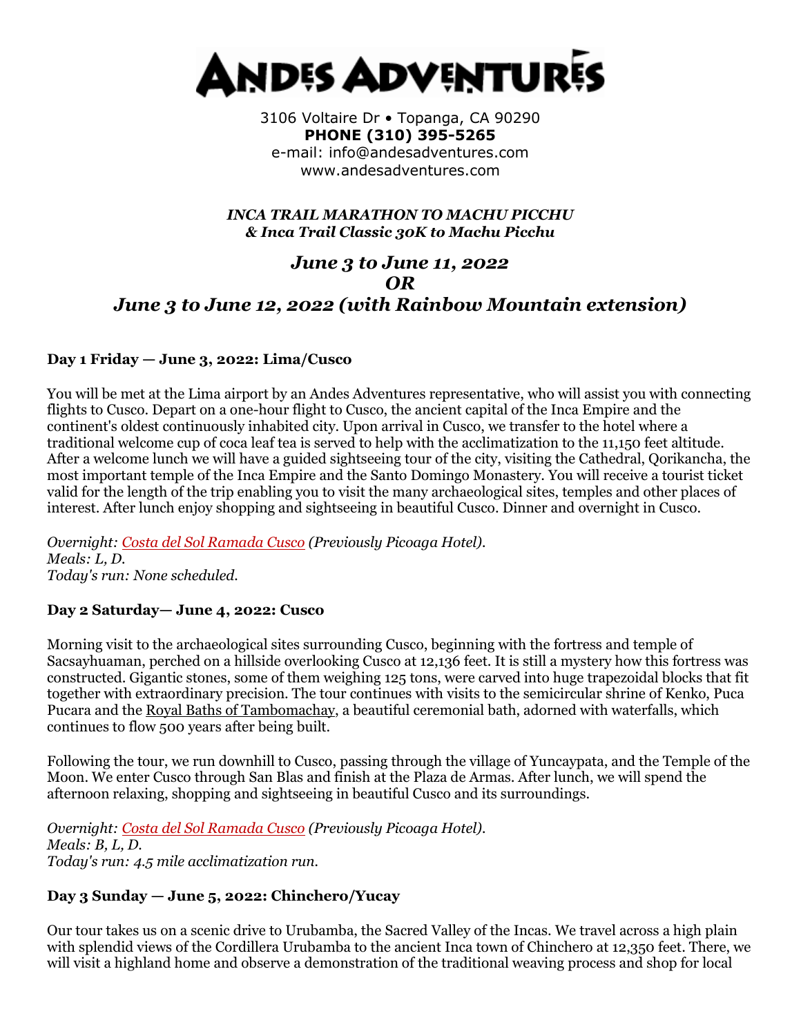# ANDES ADVENTURES

3106 Voltaire Dr • Topanga, CA 90290
**PHONE (310) 395-5265**
e-mail: info@andesadventures.com
www.andesadventures.com

***INCA TRAIL MARATHON TO MACHU PICCHU***
***& Inca Trail Classic 30K to Machu Picchu***

## *June 3 to June 11, 2022*
## *OR*
## *June 3 to June 12, 2022 (with Rainbow Mountain extension)*

### Day 1 Friday — June 3, 2022: Lima/Cusco

You will be met at the Lima airport by an Andes Adventures representative, who will assist you with connecting flights to Cusco. Depart on a one-hour flight to Cusco, the ancient capital of the Inca Empire and the continent's oldest continuously inhabited city. Upon arrival in Cusco, we transfer to the hotel where a traditional welcome cup of coca leaf tea is served to help with the acclimatization to the 11,150 feet altitude. After a welcome lunch we will have a guided sightseeing tour of the city, visiting the Cathedral, Qorikancha, the most important temple of the Inca Empire and the Santo Domingo Monastery. You will receive a tourist ticket valid for the length of the trip enabling you to visit the many archaeological sites, temples and other places of interest. After lunch enjoy shopping and sightseeing in beautiful Cusco. Dinner and overnight in Cusco.

*Overnight: Costa del Sol Ramada Cusco (Previously Picoaga Hotel).*
*Meals: L, D.*
*Today's run: None scheduled.*

### Day 2 Saturday— June 4, 2022: Cusco

Morning visit to the archaeological sites surrounding Cusco, beginning with the fortress and temple of Sacsayhuaman, perched on a hillside overlooking Cusco at 12,136 feet. It is still a mystery how this fortress was constructed. Gigantic stones, some of them weighing 125 tons, were carved into huge trapezoidal blocks that fit together with extraordinary precision. The tour continues with visits to the semicircular shrine of Kenko, Puca Pucara and the Royal Baths of Tambomachay, a beautiful ceremonial bath, adorned with waterfalls, which continues to flow 500 years after being built.

Following the tour, we run downhill to Cusco, passing through the village of Yuncaypata, and the Temple of the Moon. We enter Cusco through San Blas and finish at the Plaza de Armas. After lunch, we will spend the afternoon relaxing, shopping and sightseeing in beautiful Cusco and its surroundings.

*Overnight: Costa del Sol Ramada Cusco (Previously Picoaga Hotel).*
*Meals: B, L, D.*
*Today's run: 4.5 mile acclimatization run.*

### Day 3 Sunday — June 5, 2022: Chinchero/Yucay

Our tour takes us on a scenic drive to Urubamba, the Sacred Valley of the Incas. We travel across a high plain with splendid views of the Cordillera Urubamba to the ancient Inca town of Chinchero at 12,350 feet. There, we will visit a highland home and observe a demonstration of the traditional weaving process and shop for local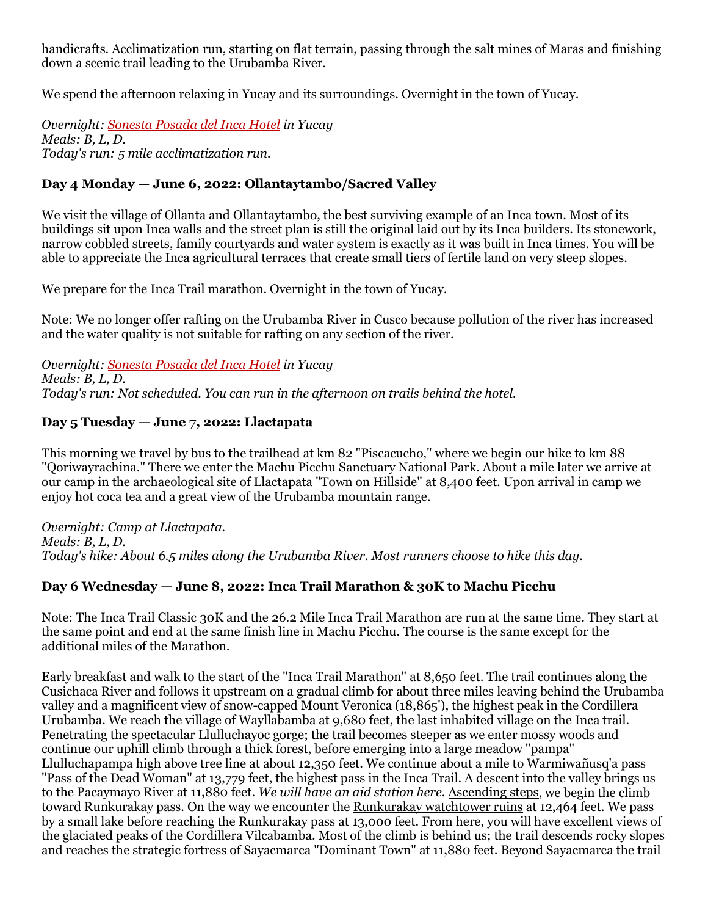handicrafts. Acclimatization run, starting on flat terrain, passing through the salt mines of Maras and finishing down a scenic trail leading to the Urubamba River.

We spend the afternoon relaxing in Yucay and its surroundings. Overnight in the town of Yucay.

*Overnight: Sonesta Posada del Inca Hotel in Yucay*
*Meals: B, L, D.*
*Today's run: 5 mile acclimatization run.*

### Day 4 Monday — June 6, 2022: Ollantaytambo/Sacred Valley

We visit the village of Ollanta and Ollantaytambo, the best surviving example of an Inca town. Most of its buildings sit upon Inca walls and the street plan is still the original laid out by its Inca builders. Its stonework, narrow cobbled streets, family courtyards and water system is exactly as it was built in Inca times. You will be able to appreciate the Inca agricultural terraces that create small tiers of fertile land on very steep slopes.

We prepare for the Inca Trail marathon. Overnight in the town of Yucay.

Note: We no longer offer rafting on the Urubamba River in Cusco because pollution of the river has increased and the water quality is not suitable for rafting on any section of the river.

*Overnight: Sonesta Posada del Inca Hotel in Yucay*
*Meals: B, L, D.*
*Today's run: Not scheduled. You can run in the afternoon on trails behind the hotel.*

### Day 5 Tuesday — June 7, 2022: Llactapata

This morning we travel by bus to the trailhead at km 82 "Piscacucho," where we begin our hike to km 88 "Qoriwayrachina." There we enter the Machu Picchu Sanctuary National Park. About a mile later we arrive at our camp in the archaeological site of Llactapata "Town on Hillside" at 8,400 feet. Upon arrival in camp we enjoy hot coca tea and a great view of the Urubamba mountain range.

*Overnight: Camp at Llactapata.*
*Meals: B, L, D.*
*Today's hike: About 6.5 miles along the Urubamba River. Most runners choose to hike this day.*

### Day 6 Wednesday — June 8, 2022: Inca Trail Marathon & 30K to Machu Picchu

Note: The Inca Trail Classic 30K and the 26.2 Mile Inca Trail Marathon are run at the same time. They start at the same point and end at the same finish line in Machu Picchu. The course is the same except for the additional miles of the Marathon.

Early breakfast and walk to the start of the "Inca Trail Marathon" at 8,650 feet. The trail continues along the Cusichaca River and follows it upstream on a gradual climb for about three miles leaving behind the Urubamba valley and a magnificent view of snow-capped Mount Veronica (18,865'), the highest peak in the Cordillera Urubamba. We reach the village of Wayllabamba at 9,680 feet, the last inhabited village on the Inca trail. Penetrating the spectacular Llulluchayoc gorge; the trail becomes steeper as we enter mossy woods and continue our uphill climb through a thick forest, before emerging into a large meadow "pampa" Llulluchapampa high above tree line at about 12,350 feet. We continue about a mile to Warmiwañusq'a pass "Pass of the Dead Woman" at 13,779 feet, the highest pass in the Inca Trail. A descent into the valley brings us to the Pacaymayo River at 11,880 feet. *We will have an aid station here.* Ascending steps, we begin the climb toward Runkurakay pass. On the way we encounter the Runkurakay watchtower ruins at 12,464 feet. We pass by a small lake before reaching the Runkurakay pass at 13,000 feet. From here, you will have excellent views of the glaciated peaks of the Cordillera Vilcabamba. Most of the climb is behind us; the trail descends rocky slopes and reaches the strategic fortress of Sayacmarca "Dominant Town" at 11,880 feet. Beyond Sayacmarca the trail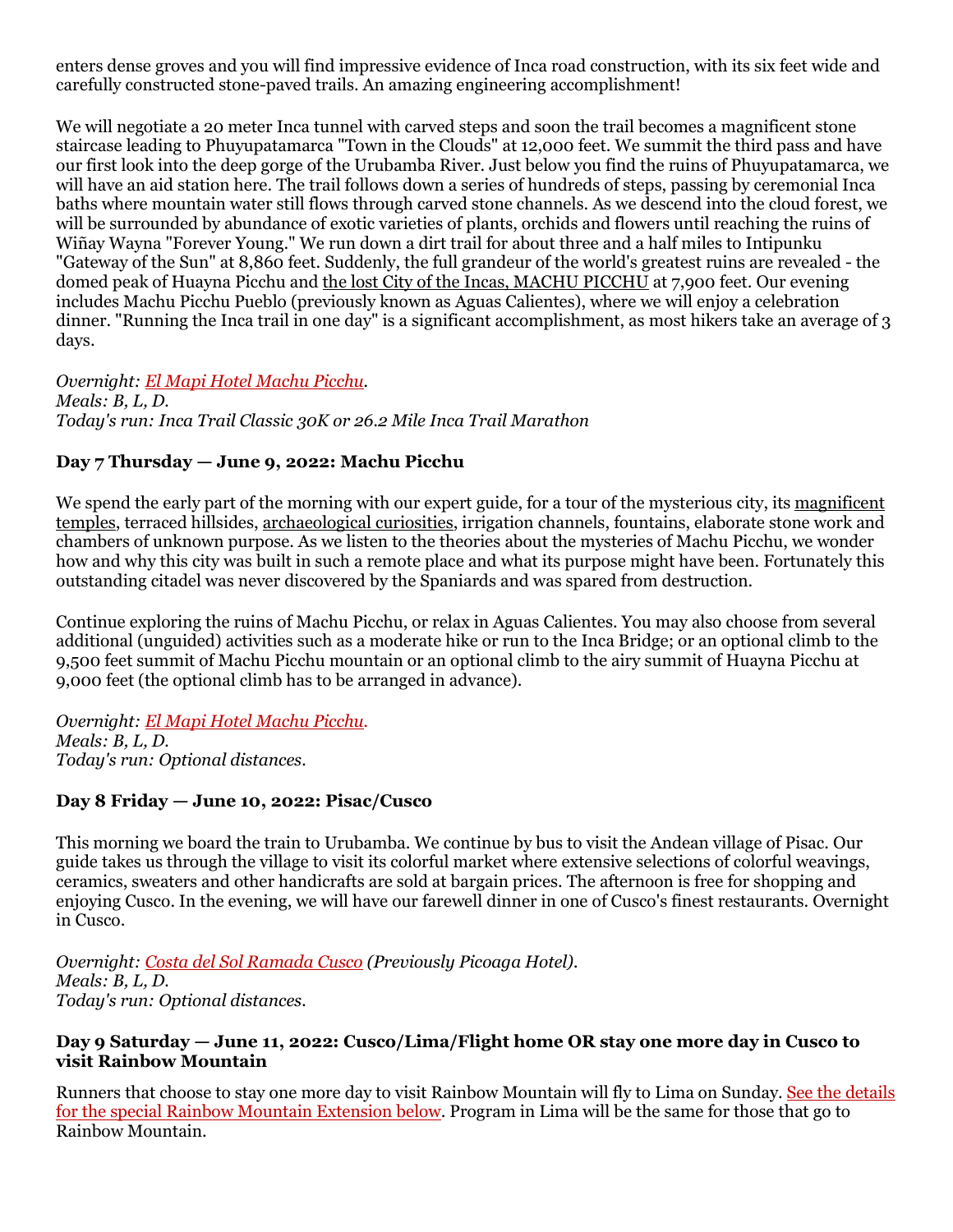enters dense groves and you will find impressive evidence of Inca road construction, with its six feet wide and carefully constructed stone-paved trails. An amazing engineering accomplishment!

We will negotiate a 20 meter Inca tunnel with carved steps and soon the trail becomes a magnificent stone staircase leading to Phuyupatamarca "Town in the Clouds" at 12,000 feet. We summit the third pass and have our first look into the deep gorge of the Urubamba River. Just below you find the ruins of Phuyupatamarca, we will have an aid station here. The trail follows down a series of hundreds of steps, passing by ceremonial Inca baths where mountain water still flows through carved stone channels. As we descend into the cloud forest, we will be surrounded by abundance of exotic varieties of plants, orchids and flowers until reaching the ruins of Wiñay Wayna "Forever Young." We run down a dirt trail for about three and a half miles to Intipunku "Gateway of the Sun" at 8,860 feet. Suddenly, the full grandeur of the world's greatest ruins are revealed - the domed peak of Huayna Picchu and the lost City of the Incas, MACHU PICCHU at 7,900 feet. Our evening includes Machu Picchu Pueblo (previously known as Aguas Calientes), where we will enjoy a celebration dinner. "Running the Inca trail in one day" is a significant accomplishment, as most hikers take an average of 3 days.

*Overnight: El Mapi Hotel Machu Picchu.*
*Meals: B, L, D.*
*Today's run: Inca Trail Classic 30K or 26.2 Mile Inca Trail Marathon*

### Day 7 Thursday — June 9, 2022: Machu Picchu

We spend the early part of the morning with our expert guide, for a tour of the mysterious city, its magnificent temples, terraced hillsides, archaeological curiosities, irrigation channels, fountains, elaborate stone work and chambers of unknown purpose. As we listen to the theories about the mysteries of Machu Picchu, we wonder how and why this city was built in such a remote place and what its purpose might have been. Fortunately this outstanding citadel was never discovered by the Spaniards and was spared from destruction.

Continue exploring the ruins of Machu Picchu, or relax in Aguas Calientes. You may also choose from several additional (unguided) activities such as a moderate hike or run to the Inca Bridge; or an optional climb to the 9,500 feet summit of Machu Picchu mountain or an optional climb to the airy summit of Huayna Picchu at 9,000 feet (the optional climb has to be arranged in advance).

*Overnight: El Mapi Hotel Machu Picchu.*
*Meals: B, L, D.*
*Today's run: Optional distances.*

### Day 8 Friday — June 10, 2022: Pisac/Cusco

This morning we board the train to Urubamba. We continue by bus to visit the Andean village of Pisac. Our guide takes us through the village to visit its colorful market where extensive selections of colorful weavings, ceramics, sweaters and other handicrafts are sold at bargain prices. The afternoon is free for shopping and enjoying Cusco. In the evening, we will have our farewell dinner in one of Cusco's finest restaurants. Overnight in Cusco.

*Overnight: Costa del Sol Ramada Cusco (Previously Picoaga Hotel).*
*Meals: B, L, D.*
*Today's run: Optional distances.*

### Day 9 Saturday — June 11, 2022: Cusco/Lima/Flight home OR stay one more day in Cusco to visit Rainbow Mountain

Runners that choose to stay one more day to visit Rainbow Mountain will fly to Lima on Sunday. See the details for the special Rainbow Mountain Extension below. Program in Lima will be the same for those that go to Rainbow Mountain.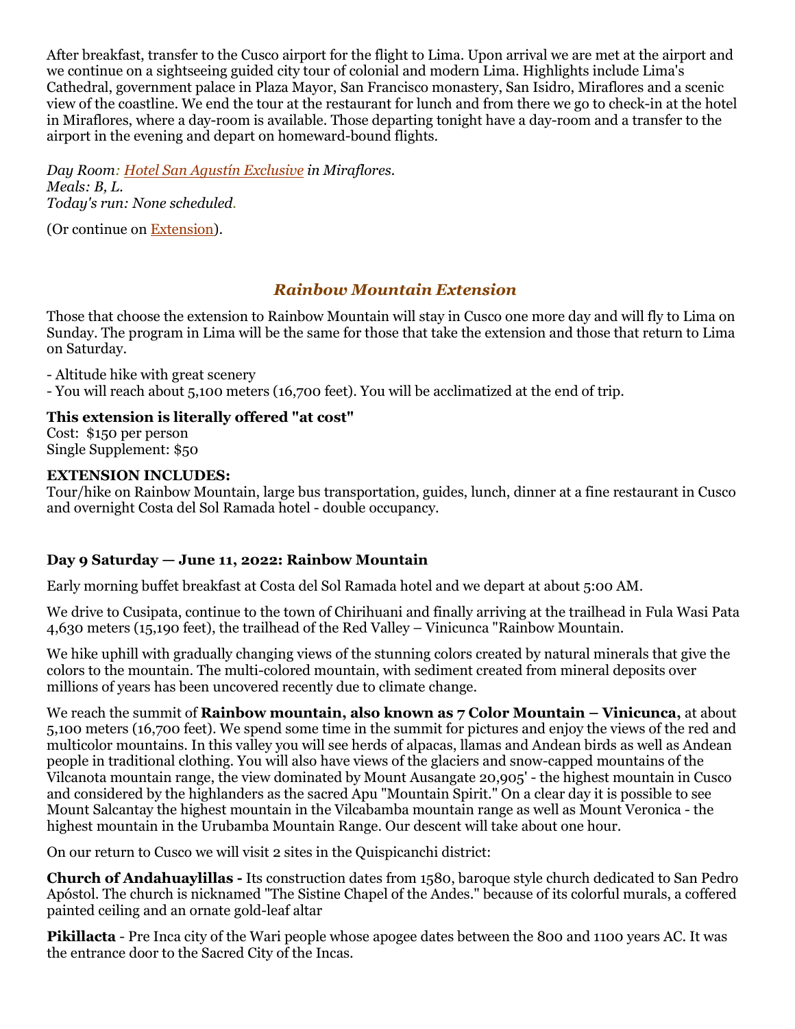After breakfast, transfer to the Cusco airport for the flight to Lima. Upon arrival we are met at the airport and we continue on a sightseeing guided city tour of colonial and modern Lima. Highlights include Lima's Cathedral, government palace in Plaza Mayor, San Francisco monastery, San Isidro, Miraflores and a scenic view of the coastline. We end the tour at the restaurant for lunch and from there we go to check-in at the hotel in Miraflores, where a day-room is available. Those departing tonight have a day-room and a transfer to the airport in the evening and depart on homeward-bound flights.

*Day Room: Hotel San Agustín Exclusive in Miraflores.*
*Meals: B, L.*
*Today's run: None scheduled.*

(Or continue on Extension).

## *Rainbow Mountain Extension*

Those that choose the extension to Rainbow Mountain will stay in Cusco one more day and will fly to Lima on Sunday. The program in Lima will be the same for those that take the extension and those that return to Lima on Saturday.

- Altitude hike with great scenery
- You will reach about 5,100 meters (16,700 feet). You will be acclimatized at the end of trip.

**This extension is literally offered "at cost"**
Cost: $150 per person
Single Supplement: $50

**EXTENSION INCLUDES:**
Tour/hike on Rainbow Mountain, large bus transportation, guides, lunch, dinner at a fine restaurant in Cusco and overnight Costa del Sol Ramada hotel - double occupancy.

### Day 9 Saturday — June 11, 2022: Rainbow Mountain

Early morning buffet breakfast at Costa del Sol Ramada hotel and we depart at about 5:00 AM.

We drive to Cusipata, continue to the town of Chirihuani and finally arriving at the trailhead in Fula Wasi Pata 4,630 meters (15,190 feet), the trailhead of the Red Valley – Vinicunca "Rainbow Mountain.

We hike uphill with gradually changing views of the stunning colors created by natural minerals that give the colors to the mountain. The multi-colored mountain, with sediment created from mineral deposits over millions of years has been uncovered recently due to climate change.

We reach the summit of **Rainbow mountain, also known as 7 Color Mountain – Vinicunca,** at about 5,100 meters (16,700 feet). We spend some time in the summit for pictures and enjoy the views of the red and multicolor mountains. In this valley you will see herds of alpacas, llamas and Andean birds as well as Andean people in traditional clothing. You will also have views of the glaciers and snow-capped mountains of the Vilcanota mountain range, the view dominated by Mount Ausangate 20,905' - the highest mountain in Cusco and considered by the highlanders as the sacred Apu "Mountain Spirit." On a clear day it is possible to see Mount Salcantay the highest mountain in the Vilcabamba mountain range as well as Mount Veronica - the highest mountain in the Urubamba Mountain Range. Our descent will take about one hour.

On our return to Cusco we will visit 2 sites in the Quispicanchi district:

**Church of Andahuaylillas -** Its construction dates from 1580, baroque style church dedicated to San Pedro Apóstol. The church is nicknamed "The Sistine Chapel of the Andes." because of its colorful murals, a coffered painted ceiling and an ornate gold-leaf altar

**Pikillacta** - Pre Inca city of the Wari people whose apogee dates between the 800 and 1100 years AC. It was the entrance door to the Sacred City of the Incas.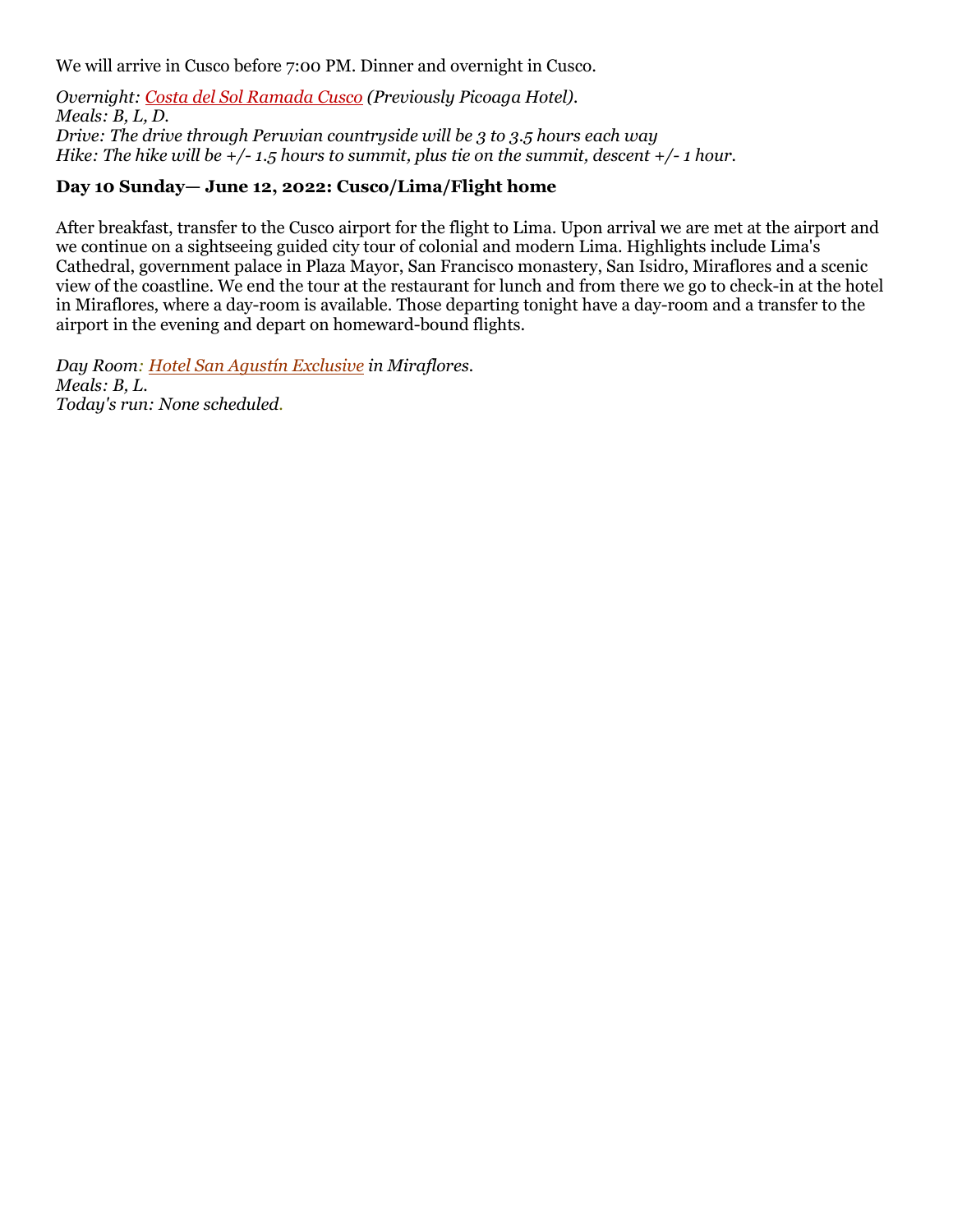We will arrive in Cusco before 7:00 PM. Dinner and overnight in Cusco.

*Overnight: Costa del Sol Ramada Cusco (Previously Picoaga Hotel).*
*Meals: B, L, D.*
*Drive: The drive through Peruvian countryside will be 3 to 3.5 hours each way*
*Hike: The hike will be +/- 1.5 hours to summit, plus tie on the summit, descent +/- 1 hour.*

**Day 10 Sunday— June 12, 2022: Cusco/Lima/Flight home**

After breakfast, transfer to the Cusco airport for the flight to Lima. Upon arrival we are met at the airport and we continue on a sightseeing guided city tour of colonial and modern Lima. Highlights include Lima's Cathedral, government palace in Plaza Mayor, San Francisco monastery, San Isidro, Miraflores and a scenic view of the coastline. We end the tour at the restaurant for lunch and from there we go to check-in at the hotel in Miraflores, where a day-room is available. Those departing tonight have a day-room and a transfer to the airport in the evening and depart on homeward-bound flights.

*Day Room: Hotel San Agustín Exclusive in Miraflores.*
*Meals: B, L.*
*Today's run: None scheduled.*